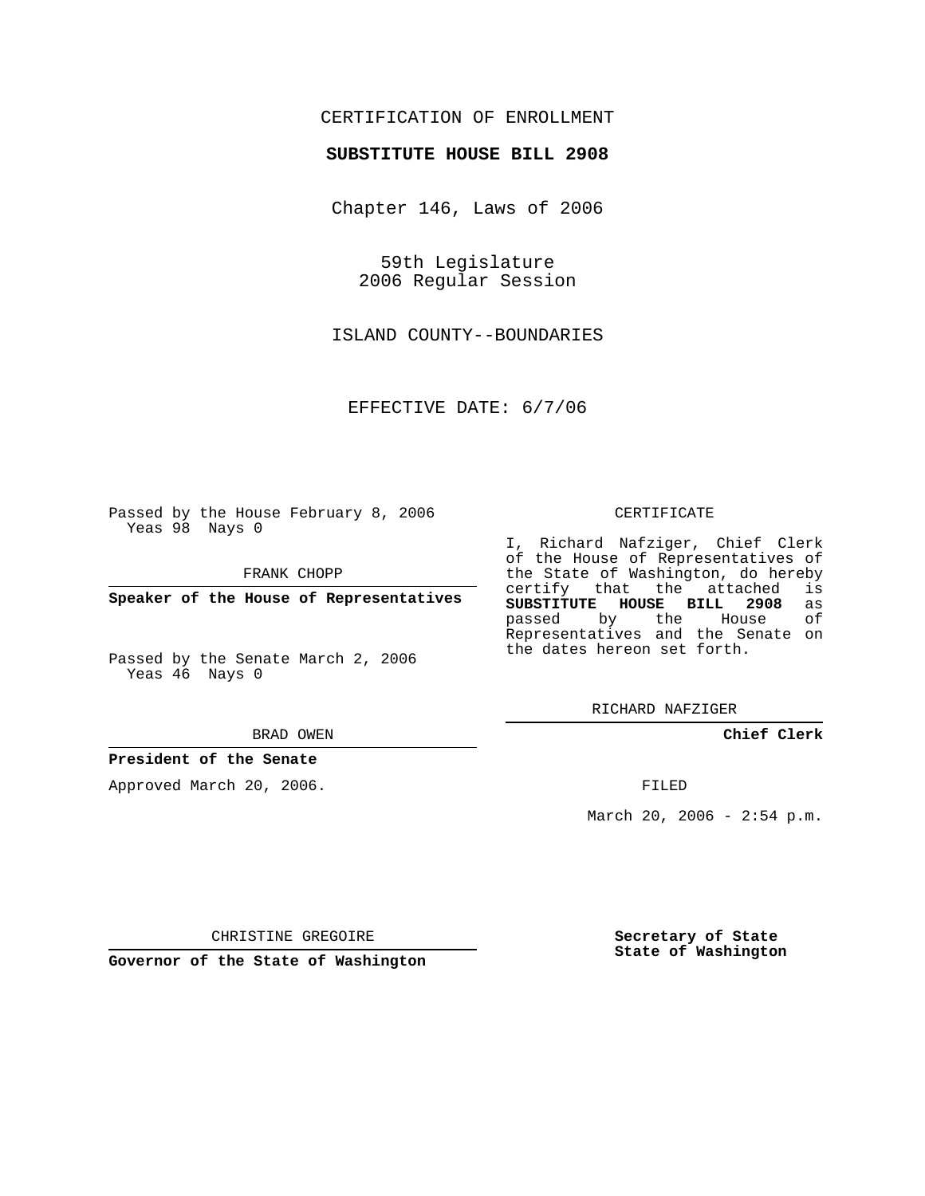CERTIFICATION OF ENROLLMENT

**SUBSTITUTE HOUSE BILL 2908**

Chapter 146, Laws of 2006

59th Legislature
2006 Regular Session

ISLAND COUNTY--BOUNDARIES

EFFECTIVE DATE: 6/7/06

Passed by the House February 8, 2006
Yeas 98 Nays 0

FRANK CHOPP

**Speaker of the House of Representatives**

Passed by the Senate March 2, 2006
Yeas 46 Nays 0

BRAD OWEN

**President of the Senate**

Approved March 20, 2006.

CHRISTINE GREGOIRE

**Governor of the State of Washington**

CERTIFICATE

I, Richard Nafziger, Chief Clerk of the House of Representatives of the State of Washington, do hereby certify that the attached is **SUBSTITUTE HOUSE BILL 2908** as passed by the House of Representatives and the Senate on the dates hereon set forth.

RICHARD NAFZIGER

**Chief Clerk**

FILED

March 20, 2006 - 2:54 p.m.

**Secretary of State**
**State of Washington**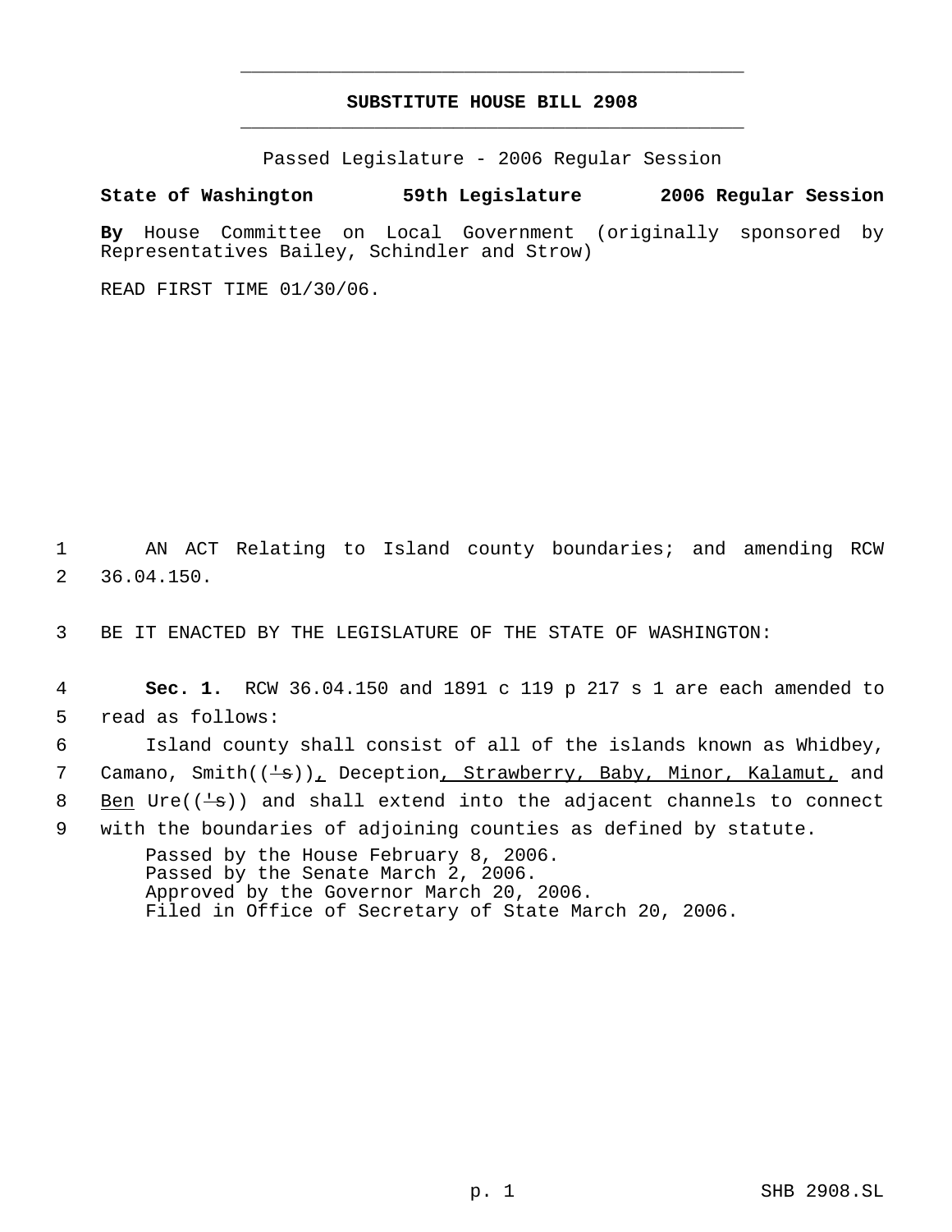# SUBSTITUTE HOUSE BILL 2908

Passed Legislature - 2006 Regular Session

**State of Washington 59th Legislature 2006 Regular Session**

**By** House Committee on Local Government (originally sponsored by Representatives Bailey, Schindler and Strow)

READ FIRST TIME 01/30/06.

AN ACT Relating to Island county boundaries; and amending RCW 36.04.150.

BE IT ENACTED BY THE LEGISLATURE OF THE STATE OF WASHINGTON:

**Sec. 1.** RCW 36.04.150 and 1891 c 119 p 217 s 1 are each amended to read as follows:

Island county shall consist of all of the islands known as Whidbey, Camano, Smith(('s)), Deception, Strawberry, Baby, Minor, Kalamut, and Ben Ure(('s)) and shall extend into the adjacent channels to connect with the boundaries of adjoining counties as defined by statute.

Passed by the House February 8, 2006.
Passed by the Senate March 2, 2006.
Approved by the Governor March 20, 2006.
Filed in Office of Secretary of State March 20, 2006.